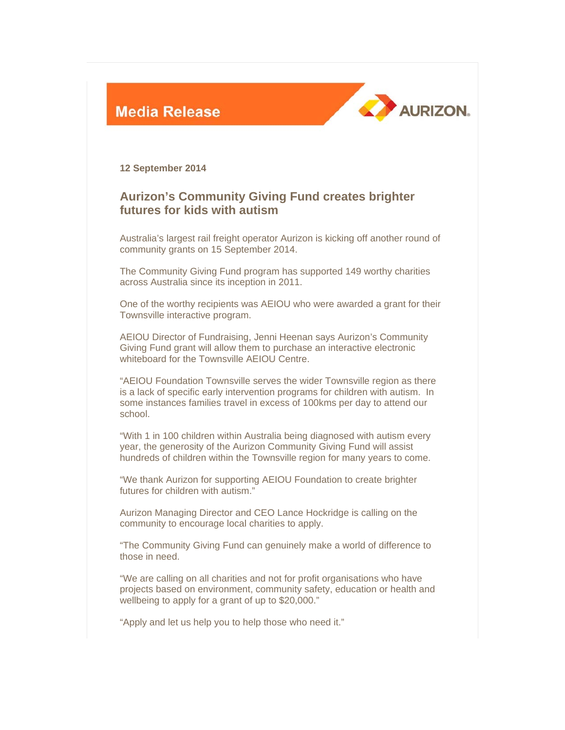**Media Release**

**AURIZON.**

**12 September 2014**

## Aurizon's Community Giving Fund creates brighter futures for kids with autism

Australia's largest rail freight operator Aurizon is kicking off another round of community grants on 15 September 2014.

The Community Giving Fund program has supported 149 worthy charities across Australia since its inception in 2011.

One of the worthy recipients was AEIOU who were awarded a grant for their Townsville interactive program.

AEIOU Director of Fundraising, Jenni Heenan says Aurizon's Community Giving Fund grant will allow them to purchase an interactive electronic whiteboard for the Townsville AEIOU Centre.

"AEIOU Foundation Townsville serves the wider Townsville region as there is a lack of specific early intervention programs for children with autism. In some instances families travel in excess of 100kms per day to attend our school.

"With 1 in 100 children within Australia being diagnosed with autism every year, the generosity of the Aurizon Community Giving Fund will assist hundreds of children within the Townsville region for many years to come.

"We thank Aurizon for supporting AEIOU Foundation to create brighter futures for children with autism."

Aurizon Managing Director and CEO Lance Hockridge is calling on the community to encourage local charities to apply.

"The Community Giving Fund can genuinely make a world of difference to those in need.

"We are calling on all charities and not for profit organisations who have projects based on environment, community safety, education or health and wellbeing to apply for a grant of up to $20,000."

"Apply and let us help you to help those who need it."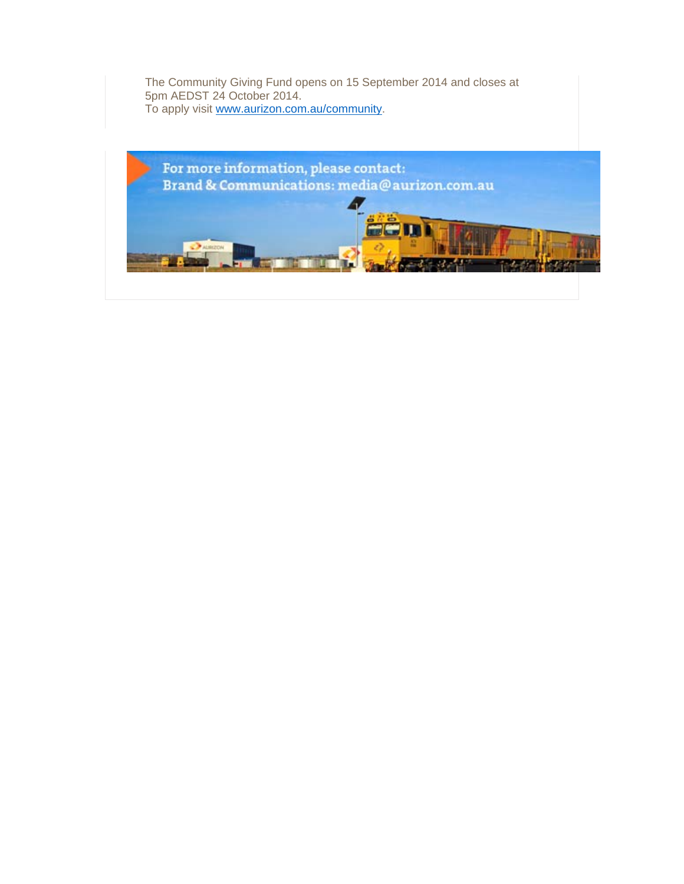The Community Giving Fund opens on 15 September 2014 and closes at 5pm AEDST 24 October 2014.
To apply visit www.aurizon.com.au/community.

For more information, please contact:
Brand & Communications: media@aurizon.com.au